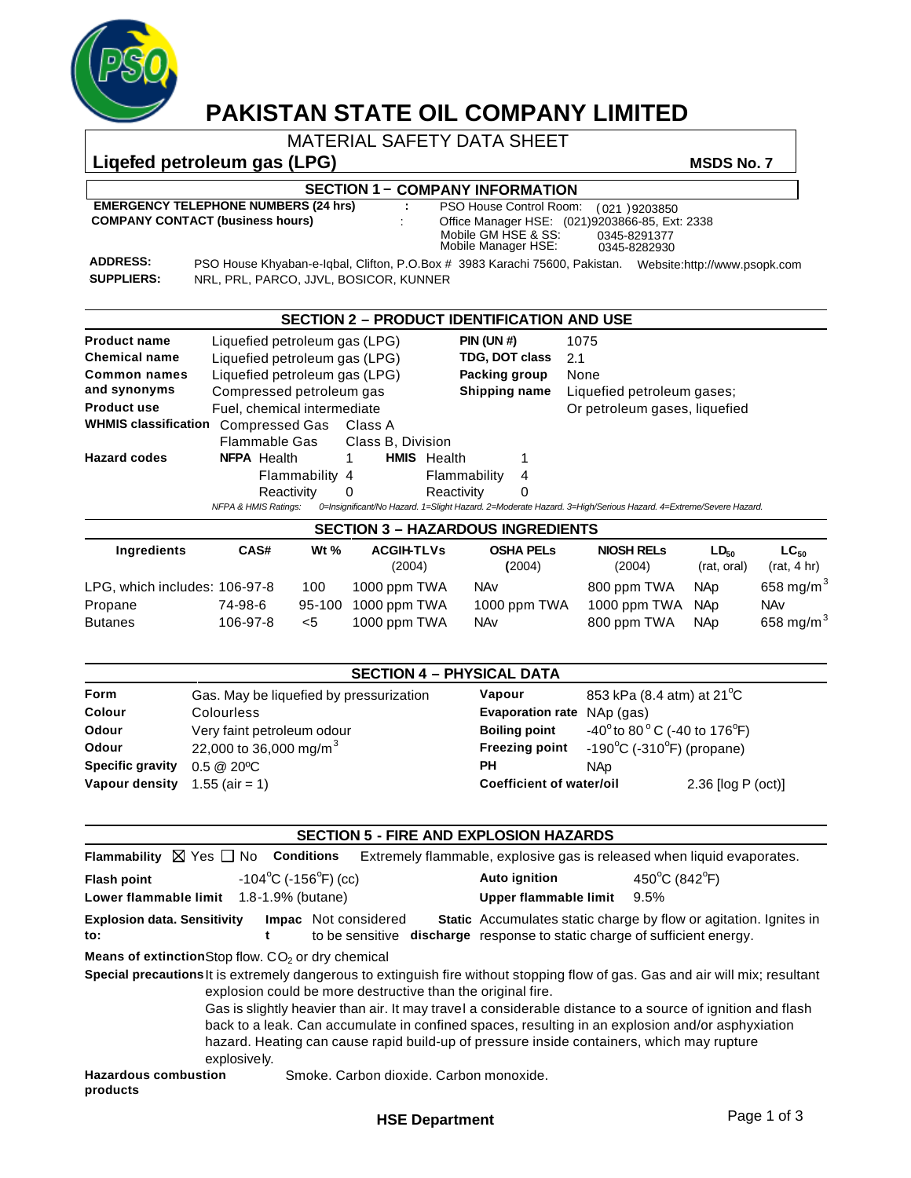# PAKISTAN STATE OIL COMPANY LIMITED

MATERIAL SAFETY DATA SHEET

**Liqefed petroleum gas (LPG)** **MSDS No. 7**

## SECTION 1 – COMPANY INFORMATION

**EMERGENCY TELEPHONE NUMBERS (24 hrs)** : PSO House Control Room: (021 )9203850

**COMPANY CONTACT (business hours)** : Office Manager HSE: (021)9203866-85, Ext: 2338
Mobile GM HSE & SS: 0345-8291377
Mobile Manager HSE: 0345-8282930

**ADDRESS:** PSO House Khyaban-e-Iqbal, Clifton, P.O.Box # 3983 Karachi 75600, Pakistan. Website:http://www.psopk.com

**SUPPLIERS:** NRL, PRL, PARCO, JJVL, BOSICOR, KUNNER

## SECTION 2 – PRODUCT IDENTIFICATION AND USE

| | | | |
|---|---|---|---|
| **Product name** | Liquefied petroleum gas (LPG) | **PIN (UN #)** | 1075 |
| **Chemical name** | Liquefied petroleum gas (LPG) | **TDG, DOT class** | 2.1 |
| **Common names and synonyms** | Liquefied petroleum gas (LPG)<br>Compressed petroleum gas | **Packing group** | None |
| | | **Shipping name** | Liquefied petroleum gases; Or petroleum gases, liquefied |
| **Product use** | Fuel, chemical intermediate | | |
| **WHMIS classification** | Compressed Gas — Class A<br>Flammable Gas — Class B, Division | | |
| **Hazard codes** | **NFPA** Health 1<br>Flammability 4<br>Reactivity 0 | **HMIS** | Health 1<br>Flammability 4<br>Reactivity 0 |

*NFPA & HMIS Ratings: 0=Insignificant/No Hazard. 1=Slight Hazard. 2=Moderate Hazard. 3=High/Serious Hazard. 4=Extreme/Severe Hazard.*

## SECTION 3 – HAZARDOUS INGREDIENTS

| Ingredients | CAS# | Wt % | ACGIH-TLVs (2004) | OSHA PELs (2004) | NIOSH RELs (2004) | $LD_{50}$ (rat, oral) | $LC_{50}$ (rat, 4 hr) |
|---|---|---|---|---|---|---|---|
| LPG, which includes: | 106-97-8 | 100 | 1000 ppm TWA | NAv | 800 ppm TWA | NAp | 658 $mg/m^3$ |
| Propane | 74-98-6 | 95-100 | 1000 ppm TWA | 1000 ppm TWA | 1000 ppm TWA | NAp | NAv |
| Butanes | 106-97-8 | <5 | 1000 ppm TWA | NAv | 800 ppm TWA | NAp | 658 $mg/m^3$ |

## SECTION 4 – PHYSICAL DATA

| | | | |
|---|---|---|---|
| **Form** | Gas. May be liquefied by pressurization | **Vapour** | 853 kPa (8.4 atm) at 21°C |
| **Colour** | Colourless | **Evaporation rate** | NAp (gas) |
| **Odour** | Very faint petroleum odour | **Boiling point** | -40° to 80 ° C (-40 to 176°F) |
| **Odour** | 22,000 to 36,000 $mg/m^3$ | **Freezing point** | -190°C (-310°F) (propane) |
| **Specific gravity** | 0.5 @ 20ºC | **PH** | NAp |
| **Vapour density** | 1.55 (air = 1) | **Coefficient of water/oil** | 2.36 [log P (oct)] |

## SECTION 5 - FIRE AND EXPLOSION HAZARDS

**Flammability** ☒ Yes ☐ No **Conditions** Extremely flammable, explosive gas is released when liquid evaporates.

| | | | |
|---|---|---|---|
| **Flash point** | -104°C (-156°F) (cc) | **Auto ignition** | 450°C (842°F) |
| **Lower flammable limit** | 1.8-1.9% (butane) | **Upper flammable limit** | 9.5% |

**Explosion data. Sensitivity to:** **Impact** Not considered to be sensitive **Static discharge** Accumulates static charge by flow or agitation. Ignites in response to static charge of sufficient energy.

**Means of extinction** Stop flow. $CO_2$ or dry chemical

**Special precautions** It is extremely dangerous to extinguish fire without stopping flow of gas. Gas and air will mix; resultant explosion could be more destructive than the original fire.
Gas is slightly heavier than air. It may travel a considerable distance to a source of ignition and flash back to a leak. Can accumulate in confined spaces, resulting in an explosion and/or asphyxiation hazard. Heating can cause rapid build-up of pressure inside containers, which may rupture explosively.

**Hazardous combustion products** Smoke. Carbon dioxide. Carbon monoxide.

HSE Department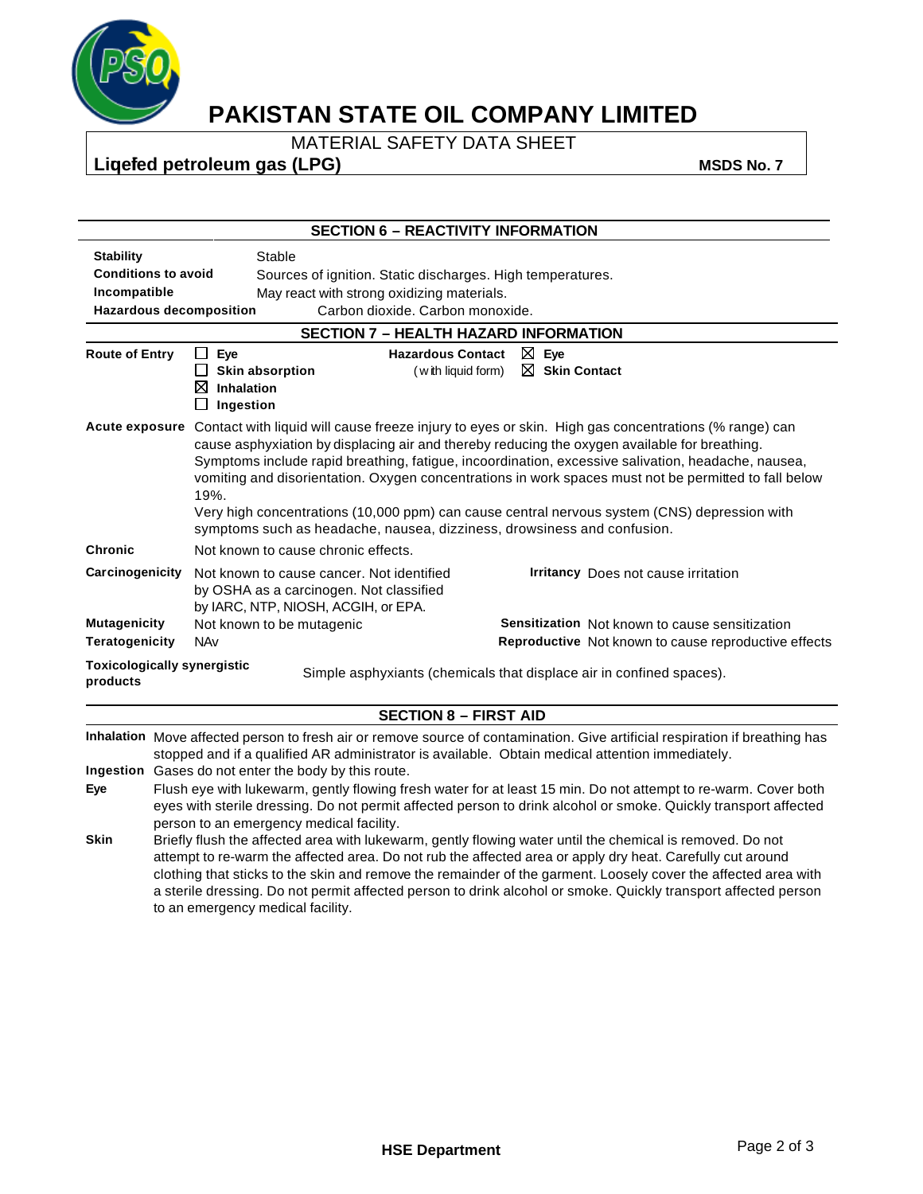# PAKISTAN STATE OIL COMPANY LIMITED

MATERIAL SAFETY DATA SHEET

**Liqefed petroleum gas (LPG)** **MSDS No. 7**

## SECTION 6 – REACTIVITY INFORMATION

| | |
|---|---|
| **Stability** | Stable |
| **Conditions to avoid** | Sources of ignition. Static discharges. High temperatures. |
| **Incompatible** | May react with strong oxidizing materials. |
| **Hazardous decomposition** | Carbon dioxide. Carbon monoxide. |

## SECTION 7 – HEALTH HAZARD INFORMATION

| **Route of Entry** | | **Hazardous Contact** (with liquid form) | |
|---|---|---|---|
| | ☐ **Eye** | | ☒ **Eye** |
| | ☐ **Skin absorption** | | ☒ **Skin Contact** |
| | ☒ **Inhalation** | | |
| | ☐ **Ingestion** | | |

**Acute exposure** Contact with liquid will cause freeze injury to eyes or skin. High gas concentrations (% range) can cause asphyxiation by displacing air and thereby reducing the oxygen available for breathing. Symptoms include rapid breathing, fatigue, incoordination, excessive salivation, headache, nausea, vomiting and disorientation. Oxygen concentrations in work spaces must not be permitted to fall below 19%.
Very high concentrations (10,000 ppm) can cause central nervous system (CNS) depression with symptoms such as headache, nausea, dizziness, drowsiness and confusion.

**Chronic** Not known to cause chronic effects.

**Carcinogenicity** Not known to cause cancer. Not identified by OSHA as a carcinogen. Not classified by IARC, NTP, NIOSH, ACGIH, or EPA.

**Irritancy** Does not cause irritation

**Mutagenicity** Not known to be mutagenic

**Sensitization** Not known to cause sensitization

**Teratogenicity** NAv

**Reproductive** Not known to cause reproductive effects

**Toxicologically synergistic products** Simple asphyxiants (chemicals that displace air in confined spaces).

## SECTION 8 – FIRST AID

**Inhalation** Move affected person to fresh air or remove source of contamination. Give artificial respiration if breathing has stopped and if a qualified AR administrator is available. Obtain medical attention immediately.

**Ingestion** Gases do not enter the body by this route.

**Eye** Flush eye with lukewarm, gently flowing fresh water for at least 15 min. Do not attempt to re-warm. Cover both eyes with sterile dressing. Do not permit affected person to drink alcohol or smoke. Quickly transport affected person to an emergency medical facility.

**Skin** Briefly flush the affected area with lukewarm, gently flowing water until the chemical is removed. Do not attempt to re-warm the affected area. Do not rub the affected area or apply dry heat. Carefully cut around clothing that sticks to the skin and remove the remainder of the garment. Loosely cover the affected area with a sterile dressing. Do not permit affected person to drink alcohol or smoke. Quickly transport affected person to an emergency medical facility.

**HSE Department**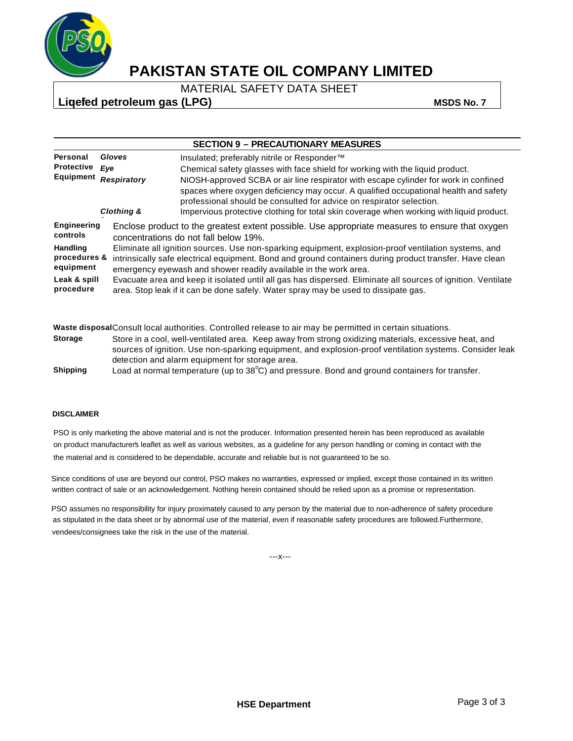# PAKISTAN STATE OIL COMPANY LIMITED

MATERIAL SAFETY DATA SHEET

**Liqefed petroleum gas (LPG)** **MSDS No. 7**

## SECTION 9 – PRECAUTIONARY MEASURES

| | | |
|---|---|---|
| **Personal Protective Equipment** | ***Gloves*** | Insulated; preferably nitrile or Responder™ |
| | ***Eye*** | Chemical safety glasses with face shield for working with the liquid product. |
| | ***Respiratory*** | NIOSH-approved SCBA or air line respirator with escape cylinder for work in confined spaces where oxygen deficiency may occur. A qualified occupational health and safety professional should be consulted for advice on respirator selection. |
| | ***Clothing & footwear*** | Impervious protective clothing for total skin coverage when working with liquid product. |
| **Engineering controls** | | Enclose product to the greatest extent possible. Use appropriate measures to ensure that oxygen concentrations do not fall below 19%. |
| **Handling procedures & equipment** | | Eliminate all ignition sources. Use non-sparking equipment, explosion-proof ventilation systems, and intrinsically safe electrical equipment. Bond and ground containers during product transfer. Have clean emergency eyewash and shower readily available in the work area. |
| **Leak & spill procedure** | | Evacuate area and keep it isolated until all gas has dispersed. Eliminate all sources of ignition. Ventilate area. Stop leak if it can be done safely. Water spray may be used to dissipate gas. |

| | |
|---|---|
| **Waste disposal** | Consult local authorities. Controlled release to air may be permitted in certain situations. |
| **Storage** | Store in a cool, well-ventilated area. Keep away from strong oxidizing materials, excessive heat, and sources of ignition. Use non-sparking equipment, and explosion-proof ventilation systems. Consider leak detection and alarm equipment for storage area. |
| **Shipping** | Load at normal temperature (up to 38°C) and pressure. Bond and ground containers for transfer. |

**DISCLAIMER**

PSO is only marketing the above material and is not the producer. Information presented herein has been reproduced as available on product manufacturer's leaflet as well as various websites, as a guideline for any person handling or coming in contact with the the material and is considered to be dependable, accurate and reliable but is not guaranteed to be so.

Since conditions of use are beyond our control, PSO makes no warranties, expressed or implied, except those contained in its written written contract of sale or an acknowledgement. Nothing herein contained should be relied upon as a promise or representation.

PSO assumes no responsibility for injury proximately caused to any person by the material due to non-adherence of safety procedure as stipulated in the data sheet or by abnormal use of the material, even if reasonable safety procedures are followed.Furthermore, vendees/consignees take the risk in the use of the material.

---x---

**HSE Department**